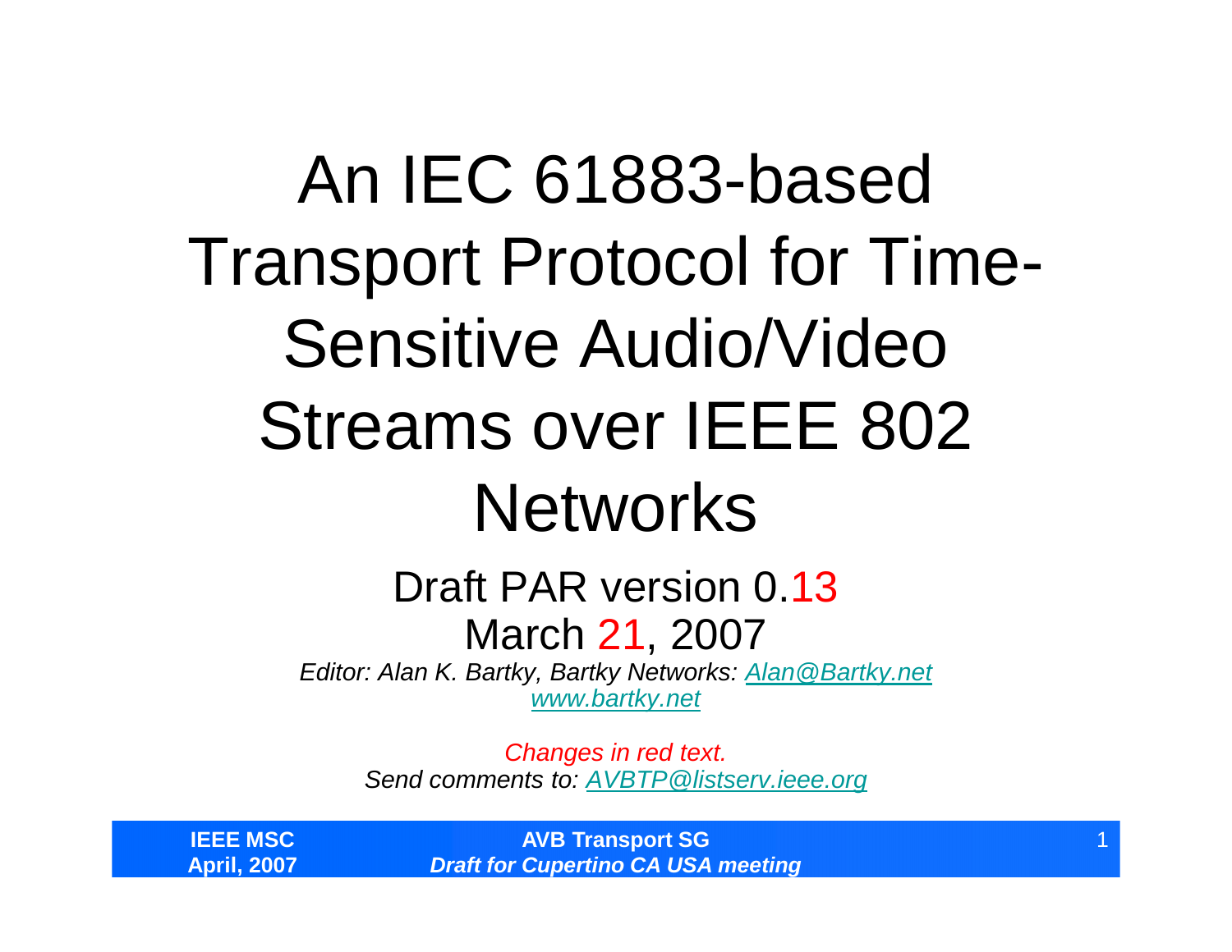# An IEC 61883-based Transport Protocol for Time-Sensitive Audio/Video Streams over IEEE 802 Networks

Draft PAR version 0.13

March 21, 2007

*Editor: Alan K. Bartky, Bartky Networks: Alan@Bartky.net*

*www.bartky.net*

*Changes in red text.*

*Send comments to: AVBTP@listserv.ieee.org*

**IEEE MSC**
**April, 2007**

**AVB Transport SG**
***Draft for Cupertino CA USA meeting***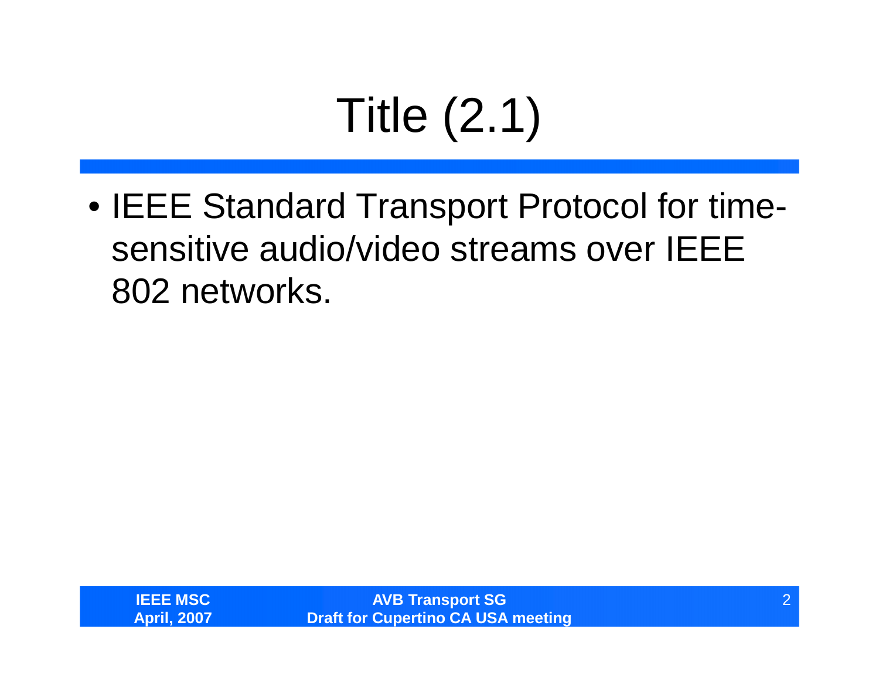# Title (2.1)

- IEEE Standard Transport Protocol for time-sensitive audio/video streams over IEEE 802 networks.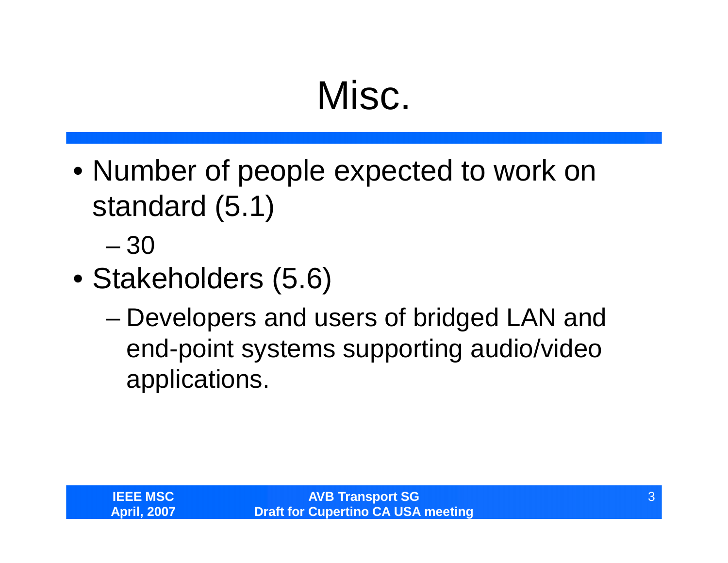# Misc.

- Number of people expected to work on standard (5.1)
  - 30
- Stakeholders (5.6)
  - Developers and users of bridged LAN and end-point systems supporting audio/video applications.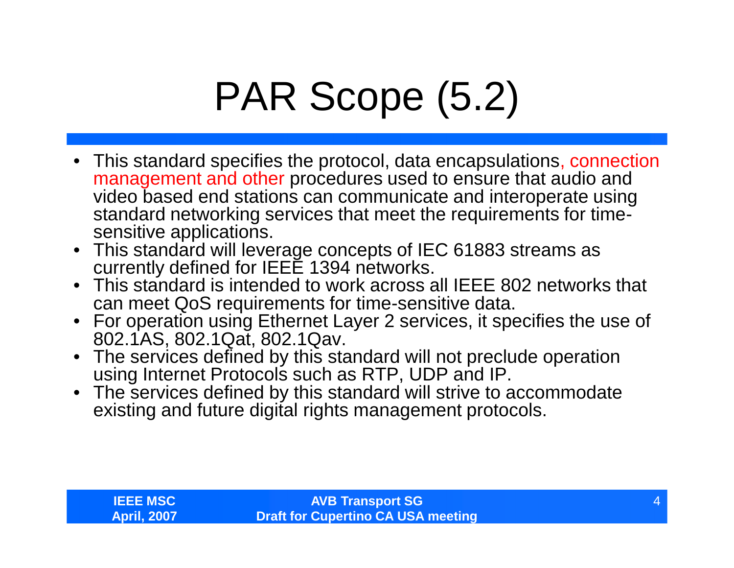# PAR Scope (5.2)

- This standard specifies the protocol, data encapsulations, connection management and other procedures used to ensure that audio and video based end stations can communicate and interoperate using standard networking services that meet the requirements for time-sensitive applications.
- This standard will leverage concepts of IEC 61883 streams as currently defined for IEEE 1394 networks.
- This standard is intended to work across all IEEE 802 networks that can meet QoS requirements for time-sensitive data.
- For operation using Ethernet Layer 2 services, it specifies the use of 802.1AS, 802.1Qat, 802.1Qav.
- The services defined by this standard will not preclude operation using Internet Protocols such as RTP, UDP and IP.
- The services defined by this standard will strive to accommodate existing and future digital rights management protocols.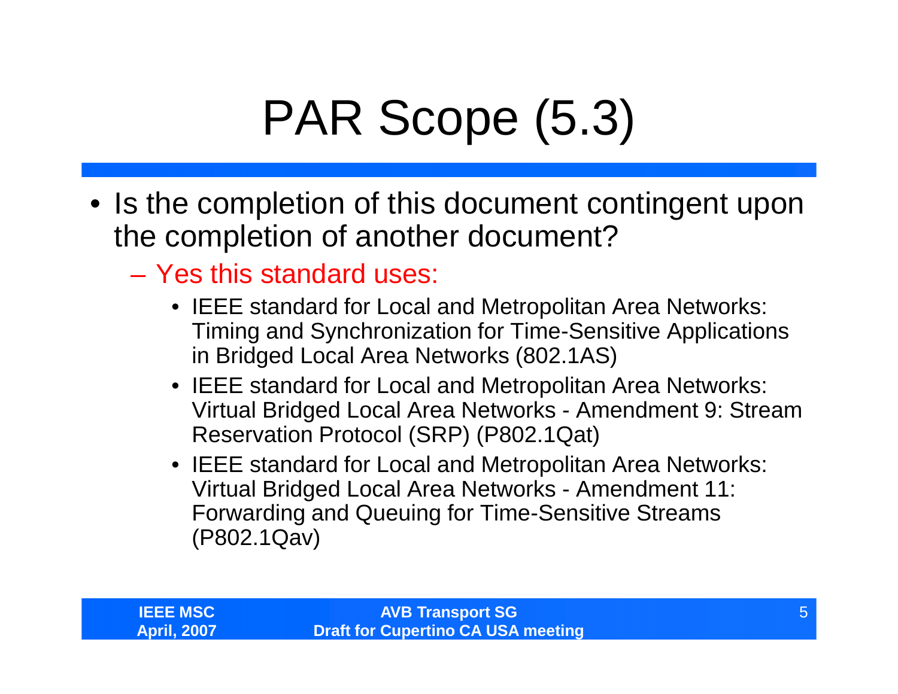# PAR Scope (5.3)

- Is the completion of this document contingent upon the completion of another document?
  - Yes this standard uses:
    - IEEE standard for Local and Metropolitan Area Networks: Timing and Synchronization for Time-Sensitive Applications in Bridged Local Area Networks (802.1AS)
    - IEEE standard for Local and Metropolitan Area Networks: Virtual Bridged Local Area Networks - Amendment 9: Stream Reservation Protocol (SRP) (P802.1Qat)
    - IEEE standard for Local and Metropolitan Area Networks: Virtual Bridged Local Area Networks - Amendment 11: Forwarding and Queuing for Time-Sensitive Streams (P802.1Qav)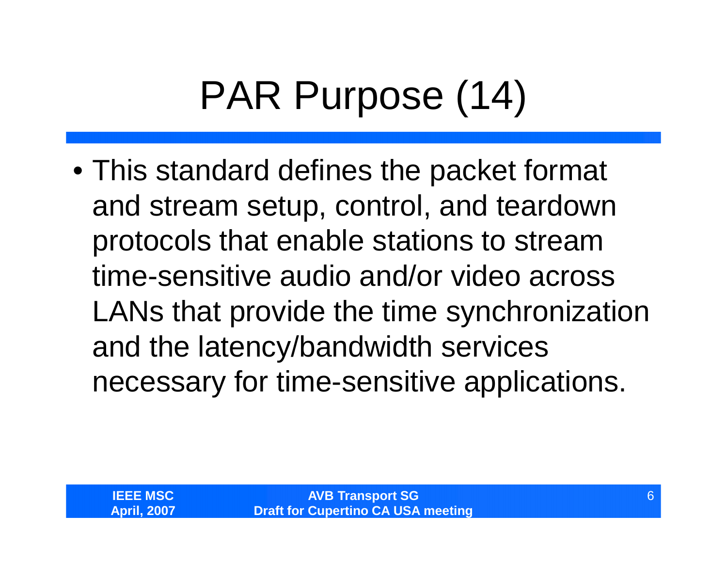# PAR Purpose (14)

- This standard defines the packet format and stream setup, control, and teardown protocols that enable stations to stream time-sensitive audio and/or video across LANs that provide the time synchronization and the latency/bandwidth services necessary for time-sensitive applications.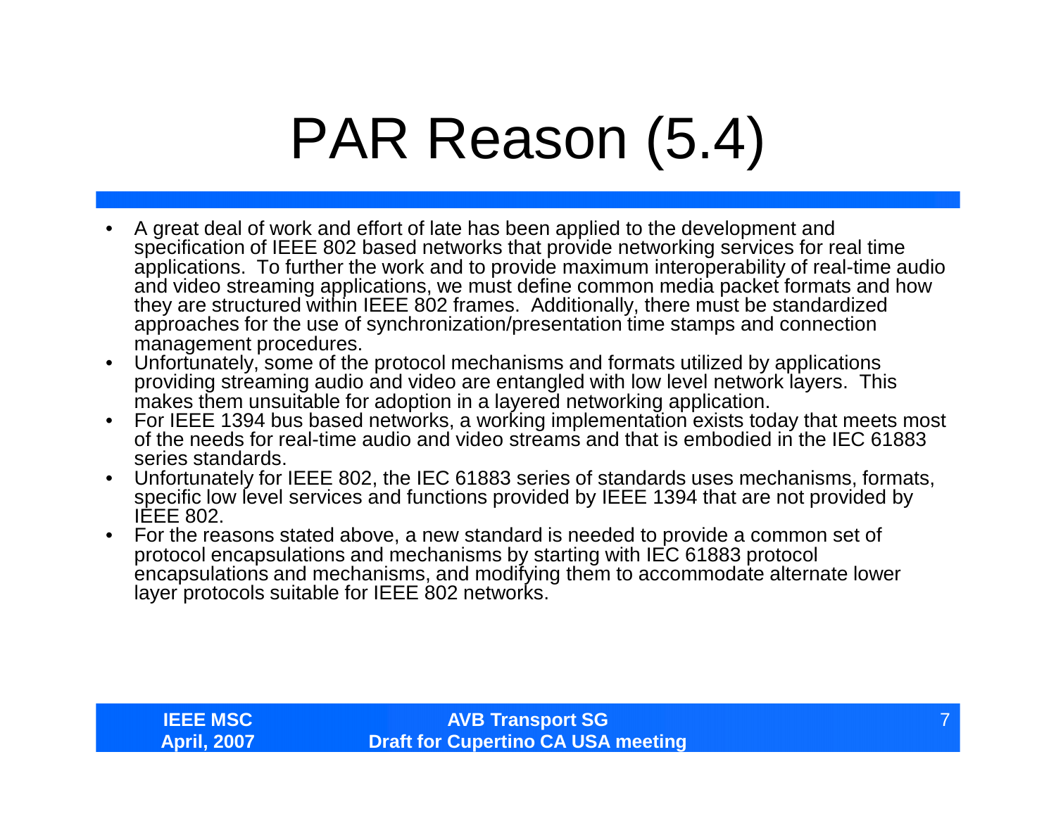# PAR Reason (5.4)

- A great deal of work and effort of late has been applied to the development and specification of IEEE 802 based networks that provide networking services for real time applications. To further the work and to provide maximum interoperability of real-time audio and video streaming applications, we must define common media packet formats and how they are structured within IEEE 802 frames. Additionally, there must be standardized approaches for the use of synchronization/presentation time stamps and connection management procedures.
- Unfortunately, some of the protocol mechanisms and formats utilized by applications providing streaming audio and video are entangled with low level network layers. This makes them unsuitable for adoption in a layered networking application.
- For IEEE 1394 bus based networks, a working implementation exists today that meets most of the needs for real-time audio and video streams and that is embodied in the IEC 61883 series standards.
- Unfortunately for IEEE 802, the IEC 61883 series of standards uses mechanisms, formats, specific low level services and functions provided by IEEE 1394 that are not provided by IEEE 802.
- For the reasons stated above, a new standard is needed to provide a common set of protocol encapsulations and mechanisms by starting with IEC 61883 protocol encapsulations and mechanisms, and modifying them to accommodate alternate lower layer protocols suitable for IEEE 802 networks.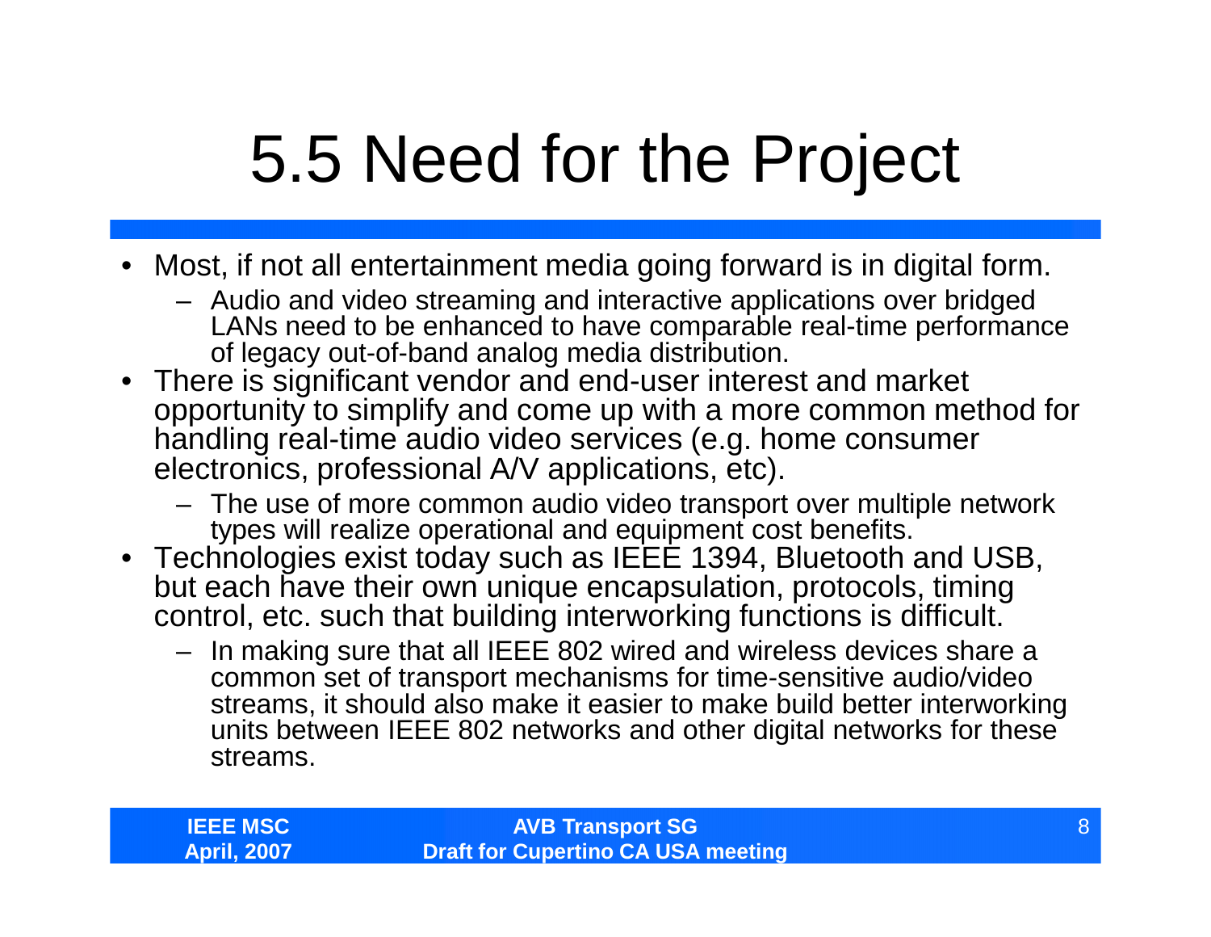# 5.5 Need for the Project

- Most, if not all entertainment media going forward is in digital form.
  - Audio and video streaming and interactive applications over bridged LANs need to be enhanced to have comparable real-time performance of legacy out-of-band analog media distribution.
- There is significant vendor and end-user interest and market opportunity to simplify and come up with a more common method for handling real-time audio video services (e.g. home consumer electronics, professional A/V applications, etc).
  - The use of more common audio video transport over multiple network types will realize operational and equipment cost benefits.
- Technologies exist today such as IEEE 1394, Bluetooth and USB, but each have their own unique encapsulation, protocols, timing control, etc. such that building interworking functions is difficult.
  - In making sure that all IEEE 802 wired and wireless devices share a common set of transport mechanisms for time-sensitive audio/video streams, it should also make it easier to make build better interworking units between IEEE 802 networks and other digital networks for these streams.